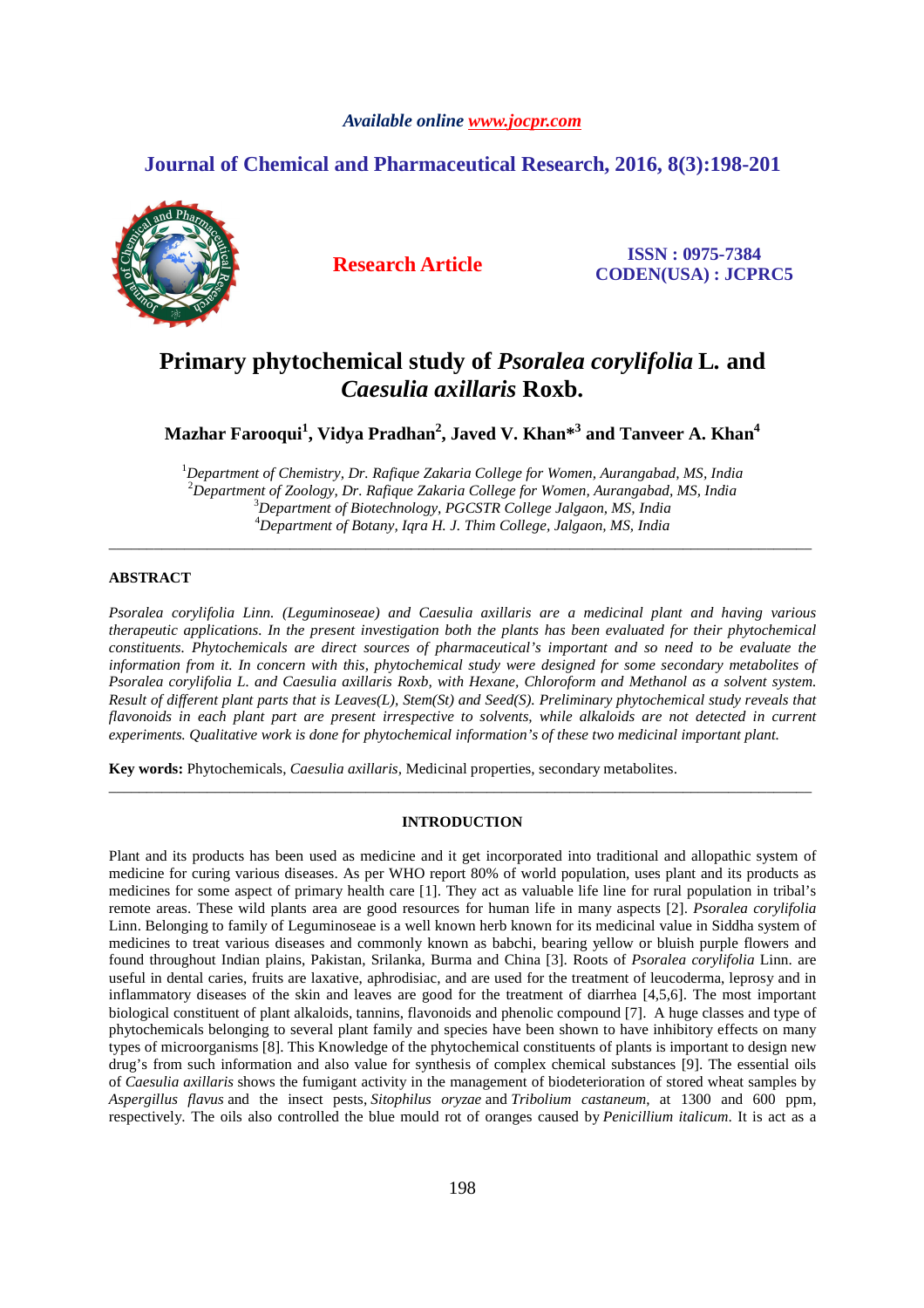Available online www.jocpr.com

## Journal of Chemical and Pharmaceutical Research, 2016, 8(3):198-201

**Research Article**

**ISSN : 0975-7384**
**CODEN(USA) : JCPRC5**

# Primary phytochemical study of *Psoralea corylifolia* L. and *Caesulia axillaris* Roxb.

**Mazhar Farooqui[1], Vidya Pradhan[2], Javed V. Khan*[3] and Tanveer A. Khan[4]**

[1]*Department of Chemistry, Dr. Rafique Zakaria College for Women, Aurangabad, MS, India*
[2]*Department of Zoology, Dr. Rafique Zakaria College for Women, Aurangabad, MS, India*
[3]*Department of Biotechnology, PGCSTR College Jalgaon, MS, India*
[4]*Department of Botany, Iqra H. J. Thim College, Jalgaon, MS, India*

---

## ABSTRACT

*Psoralea corylifolia Linn. (Leguminoseae) and Caesulia axillaris are a medicinal plant and having various therapeutic applications. In the present investigation both the plants has been evaluated for their phytochemical constituents. Phytochemicals are direct sources of pharmaceutical's important and so need to be evaluate the information from it. In concern with this, phytochemical study were designed for some secondary metabolites of Psoralea corylifolia L. and Caesulia axillaris Roxb, with Hexane, Chloroform and Methanol as a solvent system. Result of different plant parts that is Leaves(L), Stem(St) and Seed(S). Preliminary phytochemical study reveals that flavonoids in each plant part are present irrespective to solvents, while alkaloids are not detected in current experiments. Qualitative work is done for phytochemical information's of these two medicinal important plant.*

**Key words:** Phytochemicals, *Caesulia axillaris*, Medicinal properties, secondary metabolites.

---

## INTRODUCTION

Plant and its products has been used as medicine and it get incorporated into traditional and allopathic system of medicine for curing various diseases. As per WHO report 80% of world population, uses plant and its products as medicines for some aspect of primary health care [1]. They act as valuable life line for rural population in tribal's remote areas. These wild plants area are good resources for human life in many aspects [2]. *Psoralea corylifolia* Linn. Belonging to family of Leguminoseae is a well known herb known for its medicinal value in Siddha system of medicines to treat various diseases and commonly known as babchi, bearing yellow or bluish purple flowers and found throughout Indian plains, Pakistan, Srilanka, Burma and China [3]. Roots of *Psoralea corylifolia* Linn. are useful in dental caries, fruits are laxative, aphrodisiac, and are used for the treatment of leucoderma, leprosy and in inflammatory diseases of the skin and leaves are good for the treatment of diarrhea [4,5,6]. The most important biological constituent of plant alkaloids, tannins, flavonoids and phenolic compound [7]. A huge classes and type of phytochemicals belonging to several plant family and species have been shown to have inhibitory effects on many types of microorganisms [8]. This Knowledge of the phytochemical constituents of plants is important to design new drug's from such information and also value for synthesis of complex chemical substances [9]. The essential oils of *Caesulia axillaris* shows the fumigant activity in the management of biodeterioration of stored wheat samples by *Aspergillus flavus* and the insect pests, *Sitophilus oryzae* and *Tribolium castaneum*, at 1300 and 600 ppm, respectively. The oils also controlled the blue mould rot of oranges caused by *Penicillium italicum*. It is act as a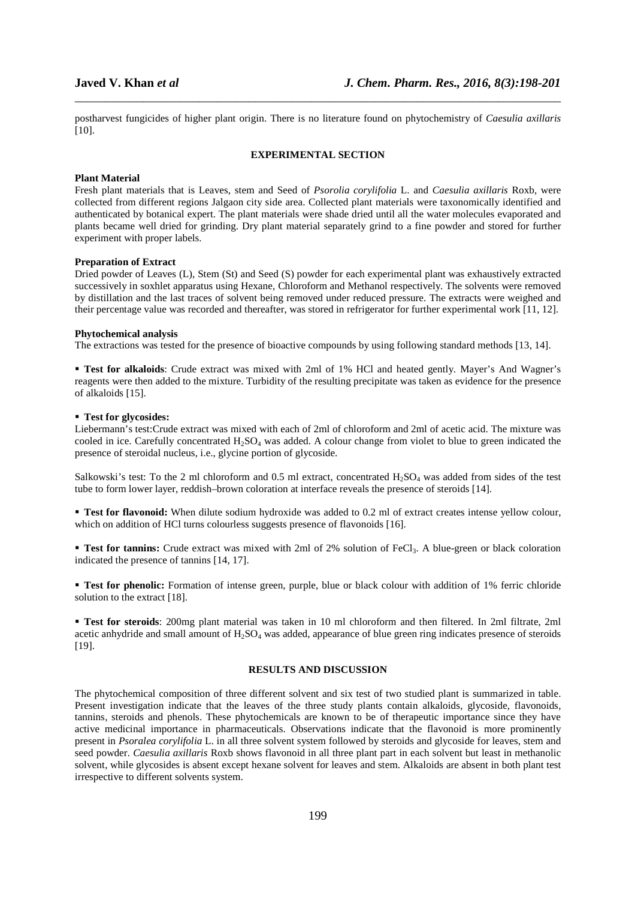postharvest fungicides of higher plant origin. There is no literature found on phytochemistry of *Caesulia axillaris* [10].

## EXPERIMENTAL SECTION

### Plant Material

Fresh plant materials that is Leaves, stem and Seed of *Psorolia corylifolia* L. and *Caesulia axillaris* Roxb, were collected from different regions Jalgaon city side area. Collected plant materials were taxonomically identified and authenticated by botanical expert. The plant materials were shade dried until all the water molecules evaporated and plants became well dried for grinding. Dry plant material separately grind to a fine powder and stored for further experiment with proper labels.

### Preparation of Extract

Dried powder of Leaves (L), Stem (St) and Seed (S) powder for each experimental plant was exhaustively extracted successively in soxhlet apparatus using Hexane, Chloroform and Methanol respectively. The solvents were removed by distillation and the last traces of solvent being removed under reduced pressure. The extracts were weighed and their percentage value was recorded and thereafter, was stored in refrigerator for further experimental work [11, 12].

### Phytochemical analysis

The extractions was tested for the presence of bioactive compounds by using following standard methods [13, 14].

- **Test for alkaloids**: Crude extract was mixed with 2ml of 1% HCl and heated gently. Mayer's And Wagner's reagents were then added to the mixture. Turbidity of the resulting precipitate was taken as evidence for the presence of alkaloids [15].

- **Test for glycosides:**

Liebermann's test:Crude extract was mixed with each of 2ml of chloroform and 2ml of acetic acid. The mixture was cooled in ice. Carefully concentrated $H_2SO_4$ was added. A colour change from violet to blue to green indicated the presence of steroidal nucleus, i.e., glycine portion of glycoside.

Salkowski's test: To the 2 ml chloroform and 0.5 ml extract, concentrated $H_2SO_4$ was added from sides of the test tube to form lower layer, reddish–brown coloration at interface reveals the presence of steroids [14].

- **Test for flavonoid:** When dilute sodium hydroxide was added to 0.2 ml of extract creates intense yellow colour, which on addition of HCl turns colourless suggests presence of flavonoids [16].

- **Test for tannins:** Crude extract was mixed with 2ml of 2% solution of $FeCl_3$. A blue-green or black coloration indicated the presence of tannins [14, 17].

- **Test for phenolic:** Formation of intense green, purple, blue or black colour with addition of 1% ferric chloride solution to the extract [18].

- **Test for steroids**: 200mg plant material was taken in 10 ml chloroform and then filtered. In 2ml filtrate, 2ml acetic anhydride and small amount of $H_2SO_4$ was added, appearance of blue green ring indicates presence of steroids [19].

## RESULTS AND DISCUSSION

The phytochemical composition of three different solvent and six test of two studied plant is summarized in table. Present investigation indicate that the leaves of the three study plants contain alkaloids, glycoside, flavonoids, tannins, steroids and phenols. These phytochemicals are known to be of therapeutic importance since they have active medicinal importance in pharmaceuticals. Observations indicate that the flavonoid is more prominently present in *Psoralea corylifolia* L. in all three solvent system followed by steroids and glycoside for leaves, stem and seed powder. *Caesulia axillaris* Roxb shows flavonoid in all three plant part in each solvent but least in methanolic solvent, while glycosides is absent except hexane solvent for leaves and stem. Alkaloids are absent in both plant test irrespective to different solvents system.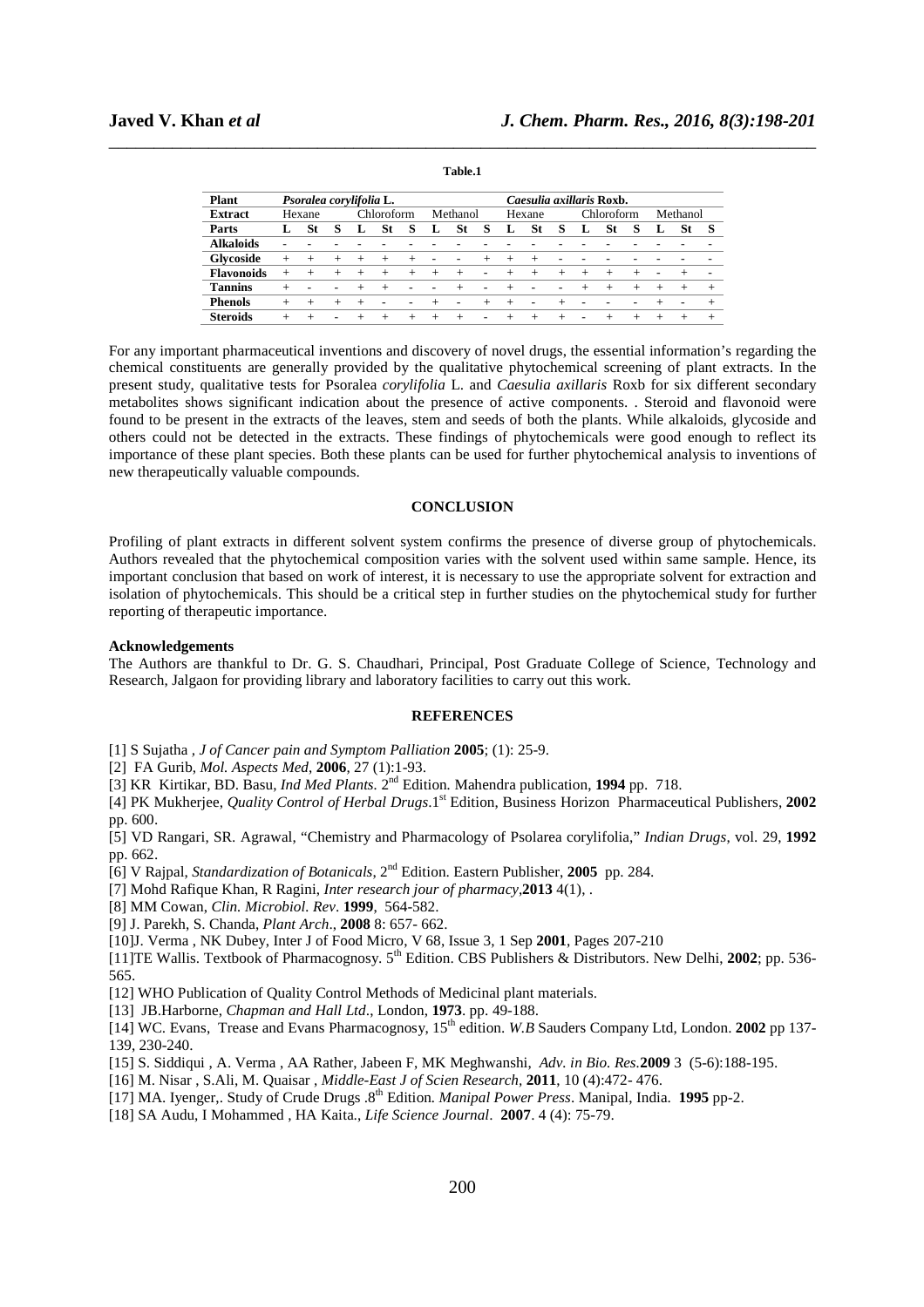**Table.1**

| Plant | *Psoralea corylifolia* L. | | | | | | | | | *Caesulia axillaris* Roxb. | | | | | | | | |
|---|---|---|---|---|---|---|---|---|---|---|---|---|---|---|---|---|---|---|
| **Extract** | Hexane | | | Chloroform | | | Methanol | | | Hexane | | | Chloroform | | | Methanol | | |
| **Parts** | **L** | **St** | **S** | **L** | **St** | **S** | **L** | **St** | **S** | **L** | **St** | **S** | **L** | **St** | **S** | **L** | **St** | **S** |
| **Alkaloids** | - | - | - | - | - | - | - | - | - | - | - | - | - | - | - | - | - | - |
| **Glycoside** | + | + | + | + | + | + | - | - | + | + | + | - | - | - | - | - | - | - |
| **Flavonoids** | + | + | + | + | + | + | + | + | - | + | + | + | + | + | + | - | + | - |
| **Tannins** | + | - | - | + | + | - | - | + | - | + | - | - | + | + | + | + | + | + |
| **Phenols** | + | + | + | + | - | - | + | - | + | + | - | + | - | - | - | + | - | + |
| **Steroids** | + | + | - | + | + | + | + | + | - | + | + | + | - | + | + | + | + | + |

For any important pharmaceutical inventions and discovery of novel drugs, the essential information's regarding the chemical constituents are generally provided by the qualitative phytochemical screening of plant extracts. In the present study, qualitative tests for Psoralea *corylifolia* L. and *Caesulia axillaris* Roxb for six different secondary metabolites shows significant indication about the presence of active components. . Steroid and flavonoid were found to be present in the extracts of the leaves, stem and seeds of both the plants. While alkaloids, glycoside and others could not be detected in the extracts. These findings of phytochemicals were good enough to reflect its importance of these plant species. Both these plants can be used for further phytochemical analysis to inventions of new therapeutically valuable compounds.

## CONCLUSION

Profiling of plant extracts in different solvent system confirms the presence of diverse group of phytochemicals. Authors revealed that the phytochemical composition varies with the solvent used within same sample. Hence, its important conclusion that based on work of interest, it is necessary to use the appropriate solvent for extraction and isolation of phytochemicals. This should be a critical step in further studies on the phytochemical study for further reporting of therapeutic importance.

### Acknowledgements

The Authors are thankful to Dr. G. S. Chaudhari, Principal, Post Graduate College of Science, Technology and Research, Jalgaon for providing library and laboratory facilities to carry out this work.

## REFERENCES

[1] S Sujatha , *J of Cancer pain and Symptom Palliation* **2005**; (1): 25-9.

[2] FA Gurib, *Mol. Aspects Med*, **2006**, 27 (1):1-93.

[3] KR Kirtikar, BD. Basu, *Ind Med Plants.* 2nd Edition. Mahendra publication, **1994** pp. 718.

[4] PK Mukherjee, *Quality Control of Herbal Drugs*.1st Edition, Business Horizon Pharmaceutical Publishers, **2002** pp. 600.

[5] VD Rangari, SR. Agrawal, "Chemistry and Pharmacology of Psolarea corylifolia," *Indian Drugs*, vol. 29, **1992** pp. 662.

[6] V Rajpal, *Standardization of Botanicals*, 2nd Edition. Eastern Publisher, **2005** pp. 284.

[7] Mohd Rafique Khan, R Ragini, *Inter research jour of pharmacy*,**2013** 4(1), .

[8] MM Cowan, *Clin. Microbiol. Rev*. **1999**, 564-582.

[9] J. Parekh, S. Chanda, *Plant Arch*., **2008** 8: 657- 662.

[10]J. Verma , NK Dubey, Inter J of Food Micro, V 68, Issue 3, 1 Sep **2001**, Pages 207-210

[11]TE Wallis. Textbook of Pharmacognosy. 5th Edition. CBS Publishers & Distributors. New Delhi, **2002**; pp. 536-565.

[12] WHO Publication of Quality Control Methods of Medicinal plant materials.

[13] JB.Harborne, *Chapman and Hall Ltd*., London, **1973**. pp. 49-188.

[14] WC. Evans, Trease and Evans Pharmacognosy, 15th edition. *W.B* Sauders Company Ltd, London. **2002** pp 137-139, 230-240.

[15] S. Siddiqui , A. Verma , AA Rather, Jabeen F, MK Meghwanshi, *Adv. in Bio. Res*.**2009** 3 (5-6):188-195.

[16] M. Nisar , S.Ali, M. Quaisar , *Middle-East J of Scien Research*, **2011**, 10 (4):472- 476.

[17] MA. Iyenger,. Study of Crude Drugs .8th Edition. *Manipal Power Press*. Manipal, India. **1995** pp-2.

[18] SA Audu, I Mohammed , HA Kaita., *Life Science Journal*. **2007**. 4 (4): 75-79.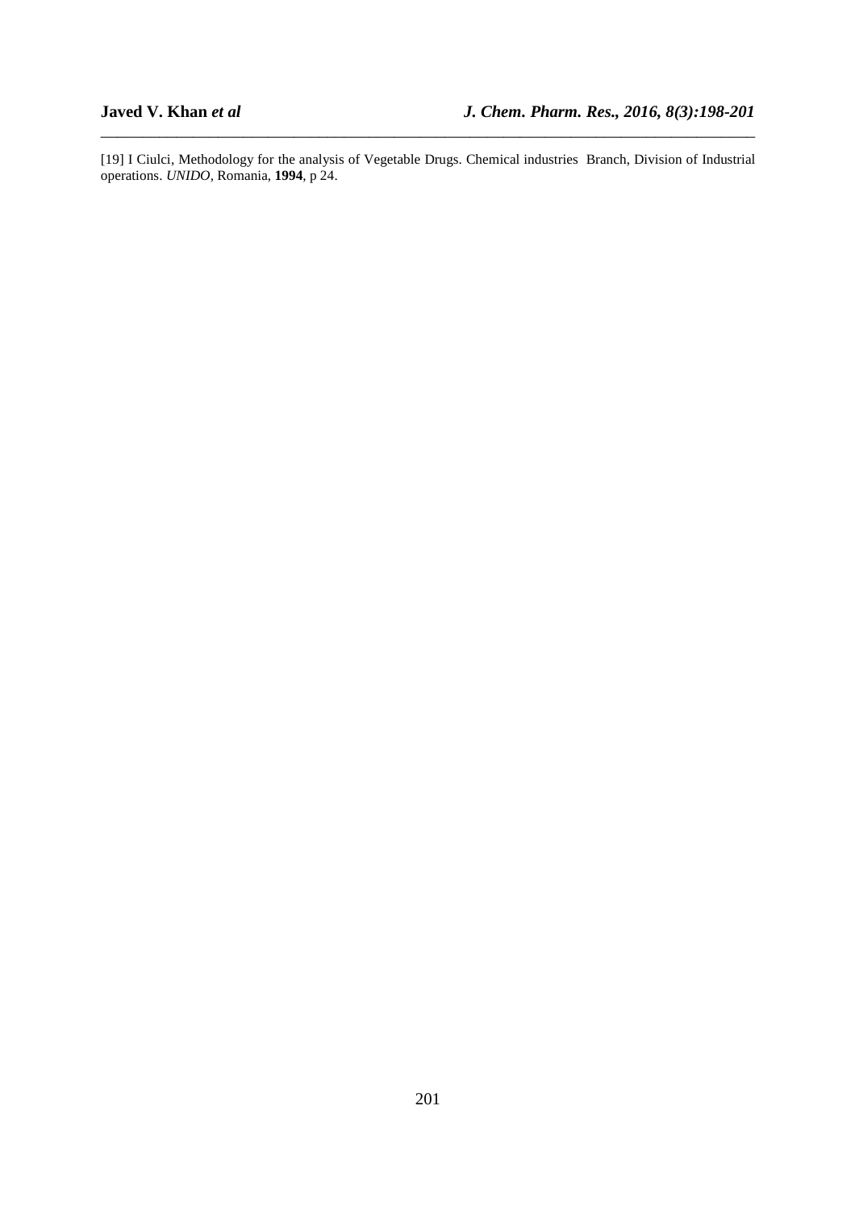[19] I Ciulci, Methodology for the analysis of Vegetable Drugs. Chemical industries Branch, Division of Industrial operations. *UNIDO*, Romania, **1994**, p 24.